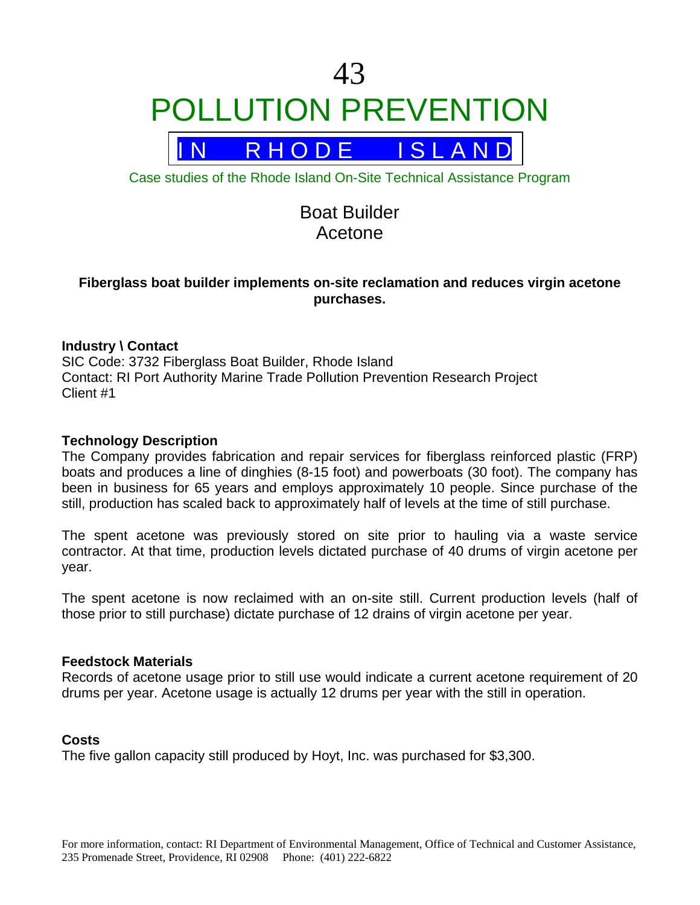# 43

# POLLUTION PREVENTION

## IN RHODE ISLAND

Case studies of the Rhode Island On-Site Technical Assistance Program

## Boat Builder
## Acetone

**Fiberglass boat builder implements on-site reclamation and reduces virgin acetone purchases.**

**Industry \ Contact**
SIC Code: 3732 Fiberglass Boat Builder, Rhode Island
Contact: RI Port Authority Marine Trade Pollution Prevention Research Project
Client #1

**Technology Description**
The Company provides fabrication and repair services for fiberglass reinforced plastic (FRP) boats and produces a line of dinghies (8-15 foot) and powerboats (30 foot). The company has been in business for 65 years and employs approximately 10 people. Since purchase of the still, production has scaled back to approximately half of levels at the time of still purchase.

The spent acetone was previously stored on site prior to hauling via a waste service contractor. At that time, production levels dictated purchase of 40 drums of virgin acetone per year.

The spent acetone is now reclaimed with an on-site still. Current production levels (half of those prior to still purchase) dictate purchase of 12 drains of virgin acetone per year.

**Feedstock Materials**
Records of acetone usage prior to still use would indicate a current acetone requirement of 20 drums per year. Acetone usage is actually 12 drums per year with the still in operation.

**Costs**
The five gallon capacity still produced by Hoyt, Inc. was purchased for $3,300.

For more information, contact: RI Department of Environmental Management, Office of Technical and Customer Assistance, 235 Promenade Street, Providence, RI 02908 Phone: (401) 222-6822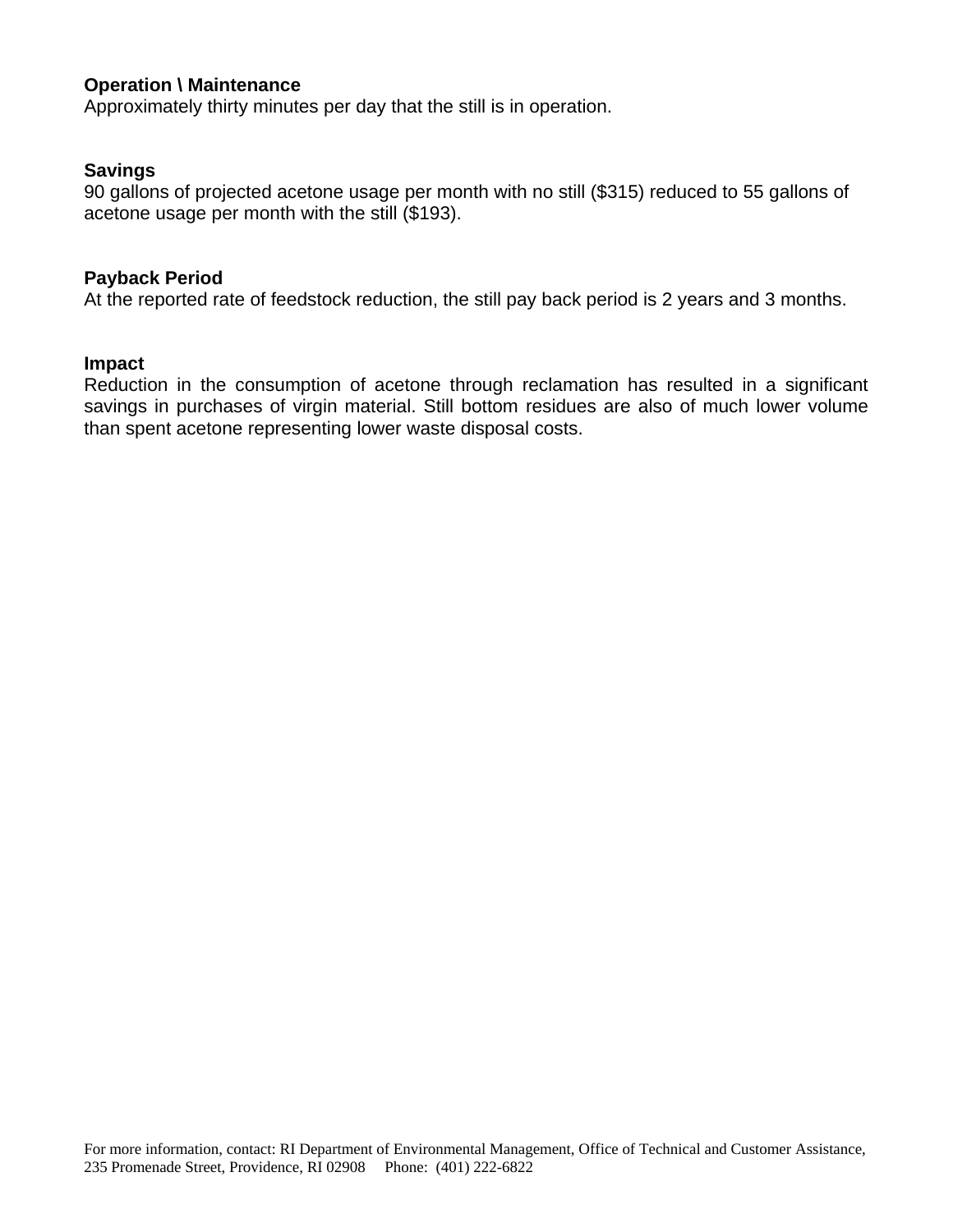**Operation \ Maintenance**
Approximately thirty minutes per day that the still is in operation.

**Savings**
90 gallons of projected acetone usage per month with no still ($315) reduced to 55 gallons of acetone usage per month with the still ($193).

**Payback Period**
At the reported rate of feedstock reduction, the still pay back period is 2 years and 3 months.

**Impact**
Reduction in the consumption of acetone through reclamation has resulted in a significant savings in purchases of virgin material. Still bottom residues are also of much lower volume than spent acetone representing lower waste disposal costs.

For more information, contact: RI Department of Environmental Management, Office of Technical and Customer Assistance, 235 Promenade Street, Providence, RI 02908 Phone: (401) 222-6822